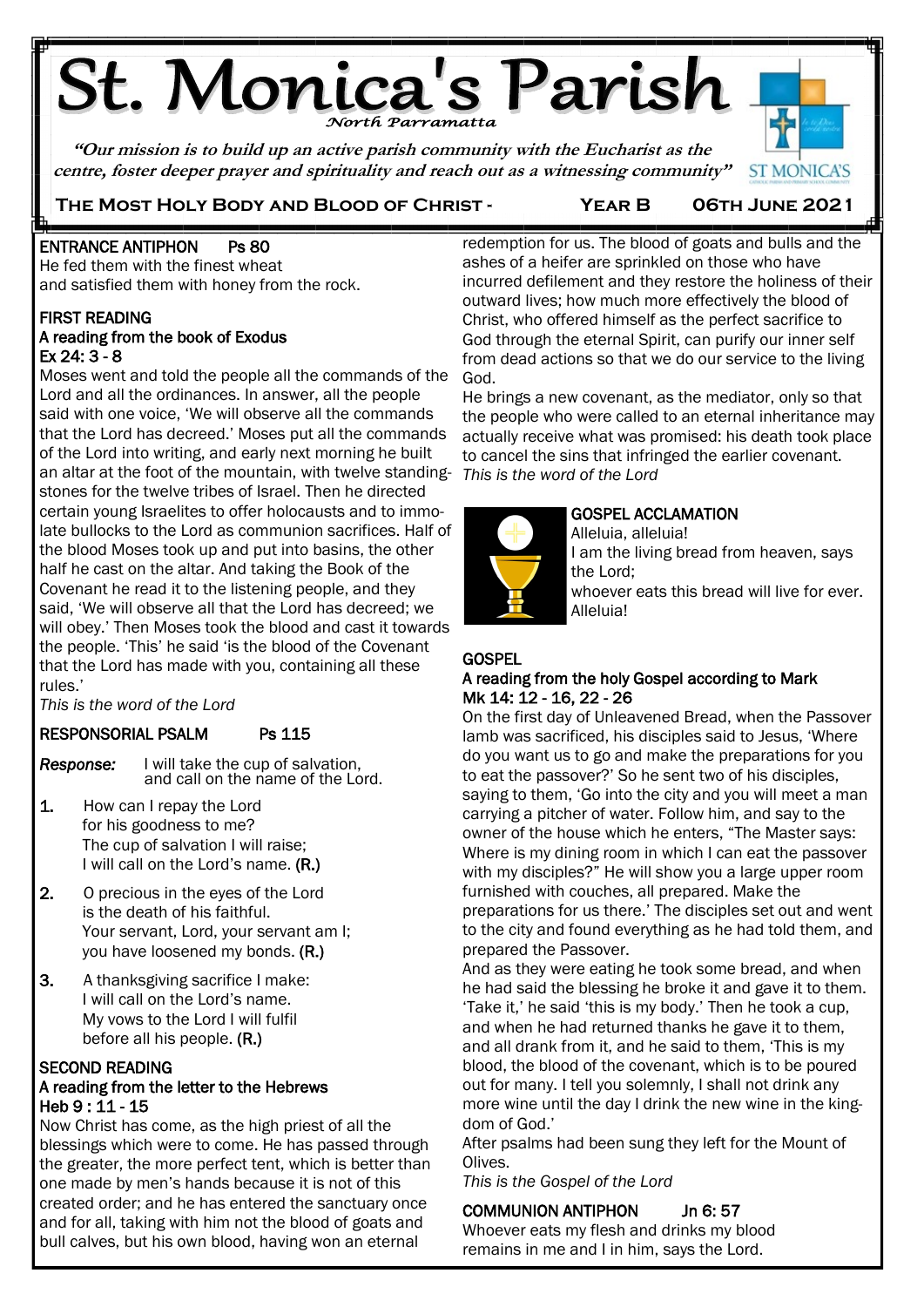# St. Monica's Parish

*North Parramatta*

*"Our mission is to build up an active parish community with the Eucharist as the centre, foster deeper prayer and spirituality and reach out as a witnessing community"*

ST MONICA'S

**THE MOST HOLY BODY AND BLOOD OF CHRIST - YEAR B 06TH JUNE 2021**

## ENTRANCE ANTIPHON Ps 80

He fed them with the finest wheat
and satisfied them with honey from the rock.

## FIRST READING

**A reading from the book of Exodus**
**Ex 24: 3 - 8**

Moses went and told the people all the commands of the Lord and all the ordinances. In answer, all the people said with one voice, 'We will observe all the commands that the Lord has decreed.' Moses put all the commands of the Lord into writing, and early next morning he built an altar at the foot of the mountain, with twelve standing-stones for the twelve tribes of Israel. Then he directed certain young Israelites to offer holocausts and to immolate bullocks to the Lord as communion sacrifices. Half of the blood Moses took up and put into basins, the other half he cast on the altar. And taking the Book of the Covenant he read it to the listening people, and they said, 'We will observe all that the Lord has decreed; we will obey.' Then Moses took the blood and cast it towards the people. 'This' he said 'is the blood of the Covenant that the Lord has made with you, containing all these rules.'

*This is the word of the Lord*

## RESPONSORIAL PSALM Ps 115

*Response:* I will take the cup of salvation,
and call on the name of the Lord.

1. How can I repay the Lord
for his goodness to me?
The cup of salvation I will raise;
I will call on the Lord's name. **(R.)**

2. O precious in the eyes of the Lord
is the death of his faithful.
Your servant, Lord, your servant am I;
you have loosened my bonds. **(R.)**

3. A thanksgiving sacrifice I make:
I will call on the Lord's name.
My vows to the Lord I will fulfil
before all his people. **(R.)**

## SECOND READING

**A reading from the letter to the Hebrews**
**Heb 9 : 11 - 15**

Now Christ has come, as the high priest of all the blessings which were to come. He has passed through the greater, the more perfect tent, which is better than one made by men's hands because it is not of this created order; and he has entered the sanctuary once and for all, taking with him not the blood of goats and bull calves, but his own blood, having won an eternal redemption for us. The blood of goats and bulls and the ashes of a heifer are sprinkled on those who have incurred defilement and they restore the holiness of their outward lives; how much more effectively the blood of Christ, who offered himself as the perfect sacrifice to God through the eternal Spirit, can purify our inner self from dead actions so that we do our service to the living God.

He brings a new covenant, as the mediator, only so that the people who were called to an eternal inheritance may actually receive what was promised: his death took place to cancel the sins that infringed the earlier covenant.

*This is the word of the Lord*

## GOSPEL ACCLAMATION

Alleluia, alleluia!
I am the living bread from heaven, says the Lord;
whoever eats this bread will live for ever.
Alleluia!

## GOSPEL

**A reading from the holy Gospel according to Mark**
**Mk 14: 12 - 16, 22 - 26**

On the first day of Unleavened Bread, when the Passover lamb was sacrificed, his disciples said to Jesus, 'Where do you want us to go and make the preparations for you to eat the passover?' So he sent two of his disciples, saying to them, 'Go into the city and you will meet a man carrying a pitcher of water. Follow him, and say to the owner of the house which he enters, "The Master says: Where is my dining room in which I can eat the passover with my disciples?" He will show you a large upper room furnished with couches, all prepared. Make the preparations for us there.' The disciples set out and went to the city and found everything as he had told them, and prepared the Passover.

And as they were eating he took some bread, and when he had said the blessing he broke it and gave it to them. 'Take it,' he said 'this is my body.' Then he took a cup, and when he had returned thanks he gave it to them, and all drank from it, and he said to them, 'This is my blood, the blood of the covenant, which is to be poured out for many. I tell you solemnly, I shall not drink any more wine until the day I drink the new wine in the kingdom of God.'

After psalms had been sung they left for the Mount of Olives.

*This is the Gospel of the Lord*

## COMMUNION ANTIPHON Jn 6: 57

Whoever eats my flesh and drinks my blood
remains in me and I in him, says the Lord.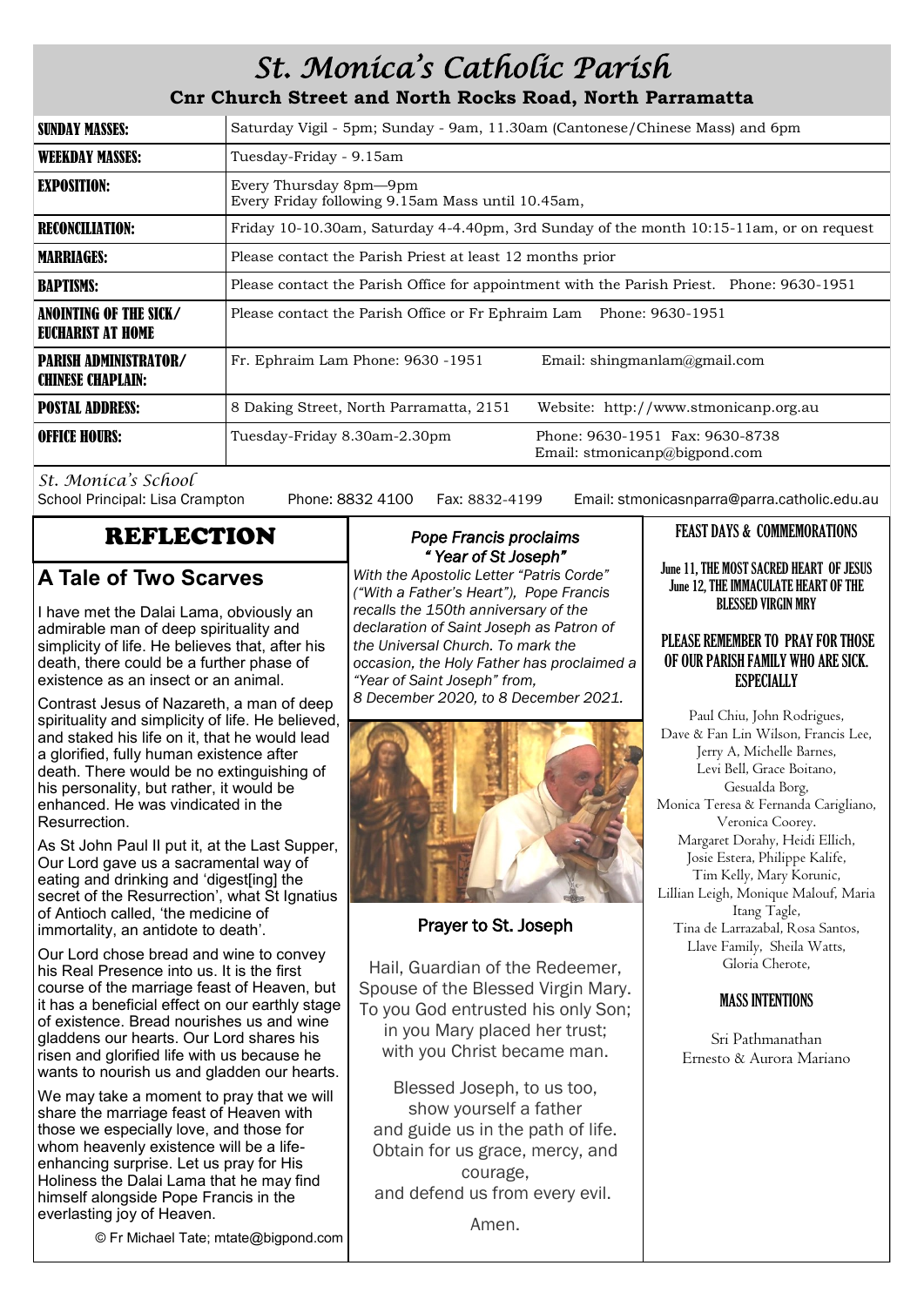# St. Monica's Catholic Parish

**Cnr Church Street and North Rocks Road, North Parramatta**

| | |
|---|---|
| **SUNDAY MASSES:** | Saturday Vigil - 5pm; Sunday - 9am, 11.30am (Cantonese/Chinese Mass) and 6pm |
| **WEEKDAY MASSES:** | Tuesday-Friday - 9.15am |
| **EXPOSITION:** | Every Thursday 8pm—9pm<br>Every Friday following 9.15am Mass until 10.45am, |
| **RECONCILIATION:** | Friday 10-10.30am, Saturday 4-4.40pm, 3rd Sunday of the month 10:15-11am, or on request |
| **MARRIAGES:** | Please contact the Parish Priest at least 12 months prior |
| **BAPTISMS:** | Please contact the Parish Office for appointment with the Parish Priest. Phone: 9630-1951 |
| **ANOINTING OF THE SICK/ EUCHARIST AT HOME** | Please contact the Parish Office or Fr Ephraim Lam Phone: 9630-1951 |
| **PARISH ADMINISTRATOR/ CHINESE CHAPLAIN:** | Fr. Ephraim Lam Phone: 9630 -1951 Email: shingmanlam@gmail.com |
| **POSTAL ADDRESS:** | 8 Daking Street, North Parramatta, 2151 Website: http://www.stmonicanp.org.au |
| **OFFICE HOURS:** | Tuesday-Friday 8.30am-2.30pm Phone: 9630-1951 Fax: 9630-8738 Email: stmonicanp@bigpond.com |

*St. Monica's School*
School Principal: Lisa Crampton Phone: 8832 4100 Fax: 8832-4199 Email: stmonicasnparra@parra.catholic.edu.au

## REFLECTION

### A Tale of Two Scarves

I have met the Dalai Lama, obviously an admirable man of deep spirituality and simplicity of life. He believes that, after his death, there could be a further phase of existence as an insect or an animal.

Contrast Jesus of Nazareth, a man of deep spirituality and simplicity of life. He believed, and staked his life on it, that he would lead a glorified, fully human existence after death. There would be no extinguishing of his personality, but rather, it would be enhanced. He was vindicated in the Resurrection.

As St John Paul II put it, at the Last Supper, Our Lord gave us a sacramental way of eating and drinking and 'digest[ing] the secret of the Resurrection', what St Ignatius of Antioch called, 'the medicine of immortality, an antidote to death'.

Our Lord chose bread and wine to convey his Real Presence into us. It is the first course of the marriage feast of Heaven, but it has a beneficial effect on our earthly stage of existence. Bread nourishes us and wine gladdens our hearts. Our Lord shares his risen and glorified life with us because he wants to nourish us and gladden our hearts.

We may take a moment to pray that we will share the marriage feast of Heaven with those we especially love, and those for whom heavenly existence will be a life-enhancing surprise. Let us pray for His Holiness the Dalai Lama that he may find himself alongside Pope Francis in the everlasting joy of Heaven.

© Fr Michael Tate; mtate@bigpond.com

### *Pope Francis proclaims "Year of St Joseph"*

*With the Apostolic Letter "Patris Corde" ("With a Father's Heart"), Pope Francis recalls the 150th anniversary of the declaration of Saint Joseph as Patron of the Universal Church. To mark the occasion, the Holy Father has proclaimed a "Year of Saint Joseph" from, 8 December 2020, to 8 December 2021.*

### Prayer to St. Joseph

Hail, Guardian of the Redeemer,
Spouse of the Blessed Virgin Mary.
To you God entrusted his only Son;
in you Mary placed her trust;
with you Christ became man.

Blessed Joseph, to us too,
show yourself a father
and guide us in the path of life.
Obtain for us grace, mercy, and courage,
and defend us from every evil.

Amen.

### FEAST DAYS & COMMEMORATIONS

**June 11, THE MOST SACRED HEART OF JESUS**
**June 12, THE IMMACULATE HEART OF THE BLESSED VIRGIN MRY**

### PLEASE REMEMBER TO PRAY FOR THOSE OF OUR PARISH FAMILY WHO ARE SICK. ESPECIALLY

Paul Chiu, John Rodrigues, Dave & Fan Lin Wilson, Francis Lee, Jerry A, Michelle Barnes, Levi Bell, Grace Boitano, Gesualda Borg, Monica Teresa & Fernanda Carigliano, Veronica Coorey. Margaret Dorahy, Heidi Ellich, Josie Estera, Philippe Kalife, Tim Kelly, Mary Korunic, Lillian Leigh, Monique Malouf, Maria Itang Tagle, Tina de Larrazabal, Rosa Santos, Llave Family, Sheila Watts, Gloria Cherote,

### MASS INTENTIONS

Sri Pathmanathan
Ernesto & Aurora Mariano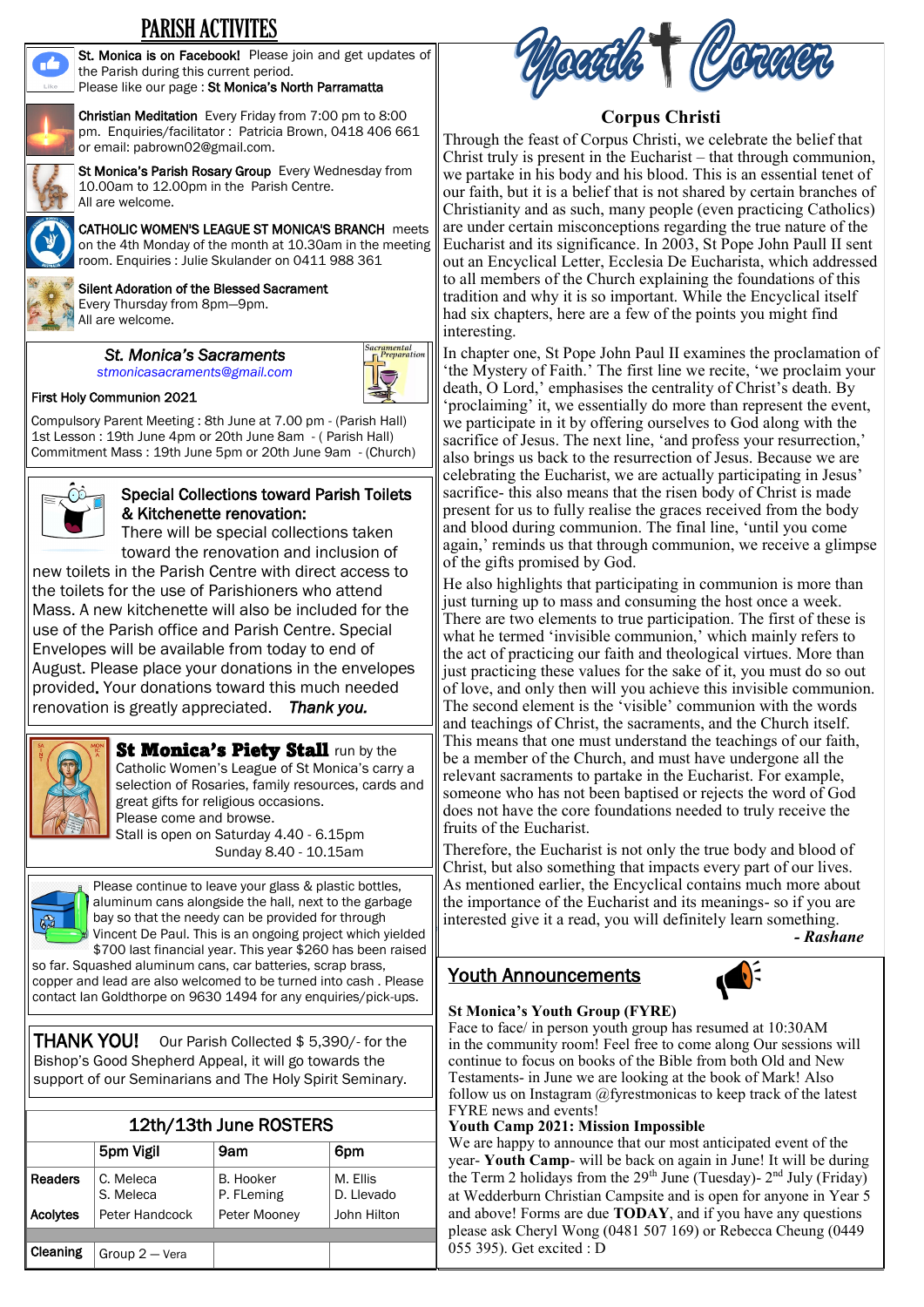# PARISH ACTIVITES

**St. Monica is on Facebook!** Please join and get updates of the Parish during this current period.
Please like our page : **St Monica's North Parramatta**

**Christian Meditation** Every Friday from 7:00 pm to 8:00 pm. Enquiries/facilitator : Patricia Brown, 0418 406 661 or email: pabrown02@gmail.com.

**St Monica's Parish Rosary Group** Every Wednesday from 10.00am to 12.00pm in the Parish Centre.
All are welcome.

**CATHOLIC WOMEN'S LEAGUE ST MONICA'S BRANCH** meets on the 4th Monday of the month at 10.30am in the meeting room. Enquiries : Julie Skulander on 0411 988 361

**Silent Adoration of the Blessed Sacrament**
Every Thursday from 8pm—9pm.
All are welcome.

### *St. Monica's Sacraments*

*stmonicasacraments@gmail.com*

**First Holy Communion 2021**

Compulsory Parent Meeting : 8th June at 7.00 pm - (Parish Hall)
1st Lesson : 19th June 4pm or 20th June 8am - ( Parish Hall)
Commitment Mass : 19th June 5pm or 20th June 9am - (Church)

### Special Collections toward Parish Toilets & Kitchenette renovation:

There will be special collections taken toward the renovation and inclusion of new toilets in the Parish Centre with direct access to the toilets for the use of Parishioners who attend Mass. A new kitchenette will also be included for the use of the Parish office and Parish Centre. Special Envelopes will be available from today to end of August. Please place your donations in the envelopes provided. Your donations toward this much needed renovation is greatly appreciated. ***Thank you.***

**St Monica's Piety Stall** run by the Catholic Women's League of St Monica's carry a selection of Rosaries, family resources, cards and great gifts for religious occasions.
Please come and browse.
Stall is open on Saturday 4.40 - 6.15pm
Sunday 8.40 - 10.15am

Please continue to leave your glass & plastic bottles, aluminum cans alongside the hall, next to the garbage bay so that the needy can be provided for through Vincent De Paul. This is an ongoing project which yielded $700 last financial year. This year $260 has been raised so far. Squashed aluminum cans, car batteries, scrap brass, copper and lead are also welcomed to be turned into cash . Please contact Ian Goldthorpe on 9630 1494 for any enquiries/pick-ups.

**THANK YOU!** Our Parish Collected $ 5,390/- for the Bishop's Good Shepherd Appeal, it will go towards the support of our Seminarians and The Holy Spirit Seminary.

**12th/13th June ROSTERS**

| | 5pm Vigil | 9am | 6pm |
|---|---|---|---|
| **Readers** | C. Meleca<br>S. Meleca | B. Hooker<br>P. FLeming | M. Ellis<br>D. Llevado |
| **Acolytes** | Peter Handcock | Peter Mooney | John Hilton |
| **Cleaning** | Group 2 — Vera | | |

# Youth Corner

## Corpus Christi

Through the feast of Corpus Christi, we celebrate the belief that Christ truly is present in the Eucharist – that through communion, we partake in his body and his blood. This is an essential tenet of our faith, but it is a belief that is not shared by certain branches of Christianity and as such, many people (even practicing Catholics) are under certain misconceptions regarding the true nature of the Eucharist and its significance. In 2003, St Pope John Paull II sent out an Encyclical Letter, Ecclesia De Eucharista, which addressed to all members of the Church explaining the foundations of this tradition and why it is so important. While the Encyclical itself had six chapters, here are a few of the points you might find interesting.

In chapter one, St Pope John Paul II examines the proclamation of 'the Mystery of Faith.' The first line we recite, 'we proclaim your death, O Lord,' emphasises the centrality of Christ's death. By 'proclaiming' it, we essentially do more than represent the event, we participate in it by offering ourselves to God along with the sacrifice of Jesus. The next line, 'and profess your resurrection,' also brings us back to the resurrection of Jesus. Because we are celebrating the Eucharist, we are actually participating in Jesus' sacrifice- this also means that the risen body of Christ is made present for us to fully realise the graces received from the body and blood during communion. The final line, 'until you come again,' reminds us that through communion, we receive a glimpse of the gifts promised by God.

He also highlights that participating in communion is more than just turning up to mass and consuming the host once a week. There are two elements to true participation. The first of these is what he termed 'invisible communion,' which mainly refers to the act of practicing our faith and theological virtues. More than just practicing these values for the sake of it, you must do so out of love, and only then will you achieve this invisible communion. The second element is the 'visible' communion with the words and teachings of Christ, the sacraments, and the Church itself. This means that one must understand the teachings of our faith, be a member of the Church, and must have undergone all the relevant sacraments to partake in the Eucharist. For example, someone who has not been baptised or rejects the word of God does not have the core foundations needed to truly receive the fruits of the Eucharist.

Therefore, the Eucharist is not only the true body and blood of Christ, but also something that impacts every part of our lives. As mentioned earlier, the Encyclical contains much more about the importance of the Eucharist and its meanings- so if you are interested give it a read, you will definitely learn something.

***- Rashane***

## Youth Announcements

**St Monica's Youth Group (FYRE)**
Face to face/ in person youth group has resumed at 10:30AM in the community room! Feel free to come along Our sessions will continue to focus on books of the Bible from both Old and New Testaments- in June we are looking at the book of Mark! Also follow us on Instagram @fyrestmonicas to keep track of the latest FYRE news and events!

**Youth Camp 2021: Mission Impossible**
We are happy to announce that our most anticipated event of the year- **Youth Camp**- will be back on again in June! It will be during the Term 2 holidays from the 29th June (Tuesday)- 2nd July (Friday) at Wedderburn Christian Campsite and is open for anyone in Year 5 and above! Forms are due **TODAY**, and if you have any questions please ask Cheryl Wong (0481 507 169) or Rebecca Cheung (0449 055 395). Get excited : D